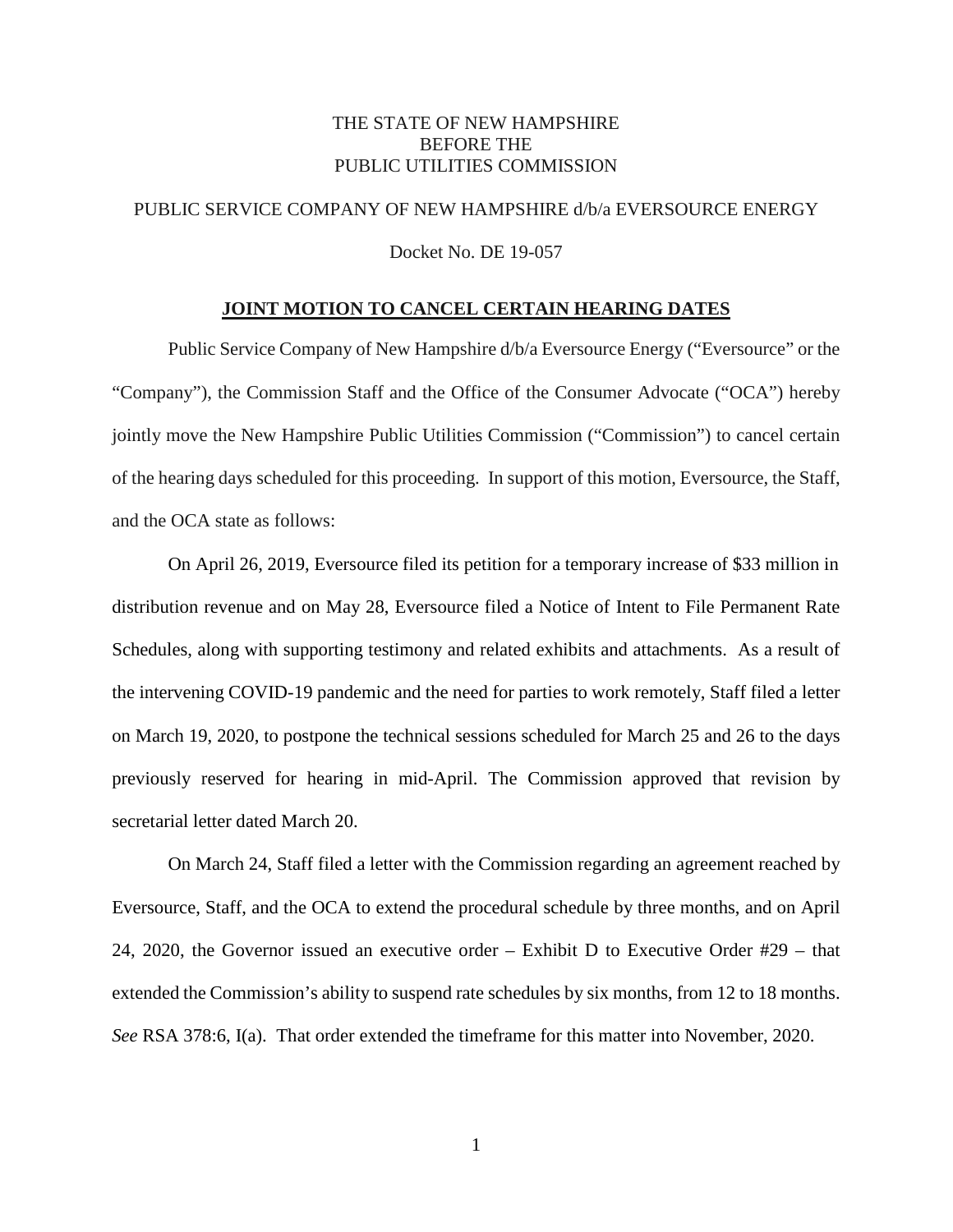THE STATE OF NEW HAMPSHIRE
BEFORE THE
PUBLIC UTILITIES COMMISSION

PUBLIC SERVICE COMPANY OF NEW HAMPSHIRE d/b/a EVERSOURCE ENERGY

Docket No. DE 19-057

## JOINT MOTION TO CANCEL CERTAIN HEARING DATES

Public Service Company of New Hampshire d/b/a Eversource Energy ("Eversource" or the "Company"), the Commission Staff and the Office of the Consumer Advocate ("OCA") hereby jointly move the New Hampshire Public Utilities Commission ("Commission") to cancel certain of the hearing days scheduled for this proceeding. In support of this motion, Eversource, the Staff, and the OCA state as follows:

On April 26, 2019, Eversource filed its petition for a temporary increase of $33 million in distribution revenue and on May 28, Eversource filed a Notice of Intent to File Permanent Rate Schedules, along with supporting testimony and related exhibits and attachments. As a result of the intervening COVID-19 pandemic and the need for parties to work remotely, Staff filed a letter on March 19, 2020, to postpone the technical sessions scheduled for March 25 and 26 to the days previously reserved for hearing in mid-April. The Commission approved that revision by secretarial letter dated March 20.

On March 24, Staff filed a letter with the Commission regarding an agreement reached by Eversource, Staff, and the OCA to extend the procedural schedule by three months, and on April 24, 2020, the Governor issued an executive order – Exhibit D to Executive Order #29 – that extended the Commission's ability to suspend rate schedules by six months, from 12 to 18 months. *See* RSA 378:6, I(a). That order extended the timeframe for this matter into November, 2020.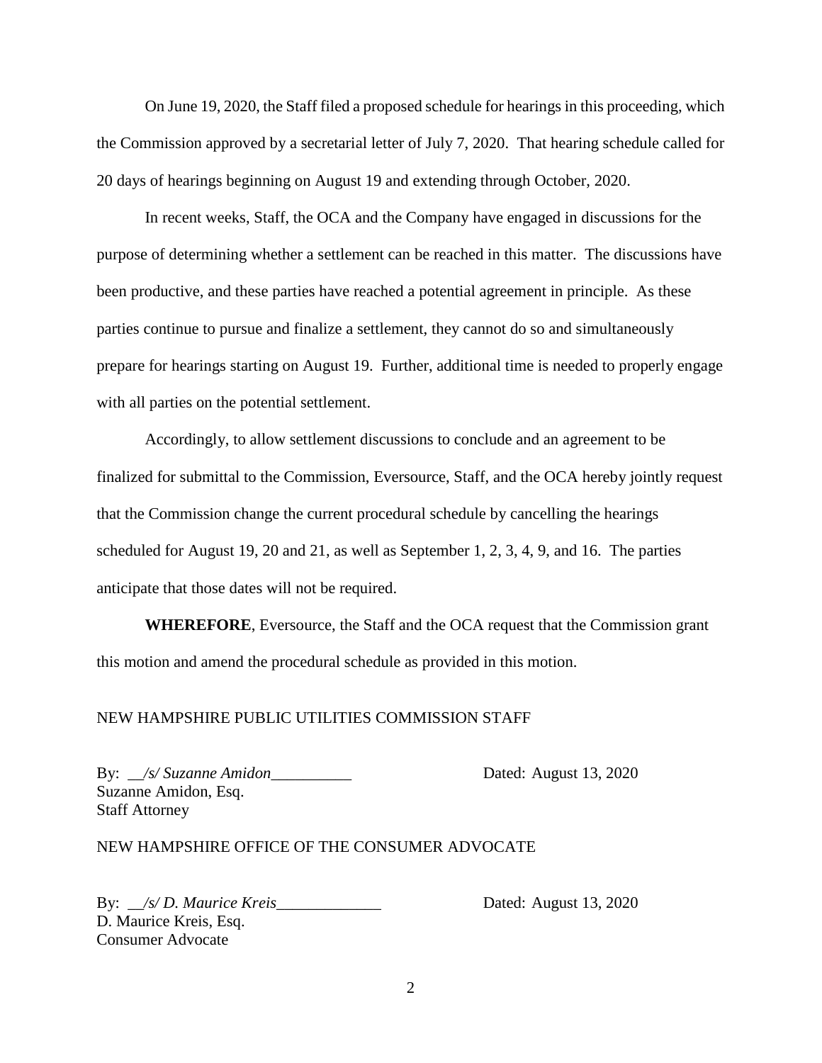On June 19, 2020, the Staff filed a proposed schedule for hearings in this proceeding, which the Commission approved by a secretarial letter of July 7, 2020. That hearing schedule called for 20 days of hearings beginning on August 19 and extending through October, 2020.

In recent weeks, Staff, the OCA and the Company have engaged in discussions for the purpose of determining whether a settlement can be reached in this matter. The discussions have been productive, and these parties have reached a potential agreement in principle. As these parties continue to pursue and finalize a settlement, they cannot do so and simultaneously prepare for hearings starting on August 19. Further, additional time is needed to properly engage with all parties on the potential settlement.

Accordingly, to allow settlement discussions to conclude and an agreement to be finalized for submittal to the Commission, Eversource, Staff, and the OCA hereby jointly request that the Commission change the current procedural schedule by cancelling the hearings scheduled for August 19, 20 and 21, as well as September 1, 2, 3, 4, 9, and 16. The parties anticipate that those dates will not be required.

**WHEREFORE**, Eversource, the Staff and the OCA request that the Commission grant this motion and amend the procedural schedule as provided in this motion.

NEW HAMPSHIRE PUBLIC UTILITIES COMMISSION STAFF

By: __*/s/ Suzanne Amidon*__________ Dated: August 13, 2020
Suzanne Amidon, Esq.
Staff Attorney

NEW HAMPSHIRE OFFICE OF THE CONSUMER ADVOCATE

By: __*/s/ D. Maurice Kreis*_____________ Dated: August 13, 2020
D. Maurice Kreis, Esq.
Consumer Advocate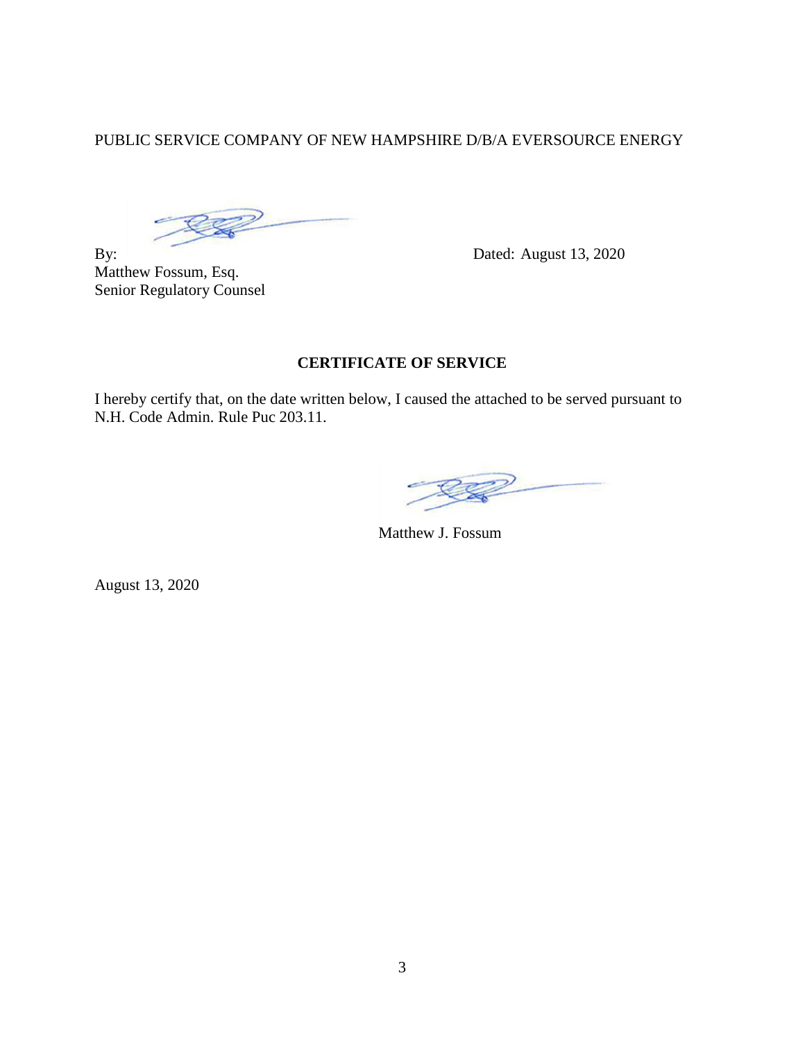PUBLIC SERVICE COMPANY OF NEW HAMPSHIRE D/B/A EVERSOURCE ENERGY

By: Dated: August 13, 2020

Matthew Fossum, Esq.
Senior Regulatory Counsel

**CERTIFICATE OF SERVICE**

I hereby certify that, on the date written below, I caused the attached to be served pursuant to N.H. Code Admin. Rule Puc 203.11.

Matthew J. Fossum

August 13, 2020